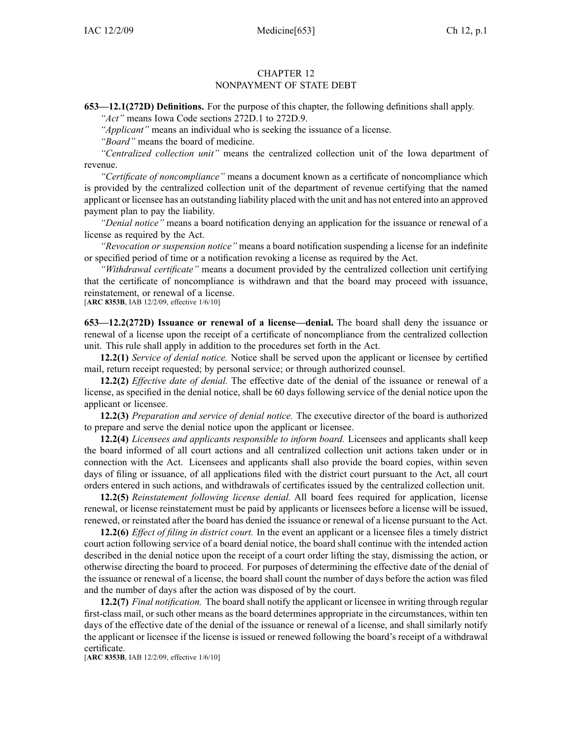# CHAPTER 12
# NONPAYMENT OF STATE DEBT

**653—12.1(272D) Definitions.** For the purpose of this chapter, the following definitions shall apply.

*"Act"* means Iowa Code sections 272D.1 to 272D.9.

*"Applicant"* means an individual who is seeking the issuance of a license.

*"Board"* means the board of medicine.

*"Centralized collection unit"* means the centralized collection unit of the Iowa department of revenue.

*"Certificate of noncompliance"* means a document known as a certificate of noncompliance which is provided by the centralized collection unit of the department of revenue certifying that the named applicant or licensee has an outstanding liability placed with the unit and has not entered into an approved payment plan to pay the liability.

*"Denial notice"* means a board notification denying an application for the issuance or renewal of a license as required by the Act.

*"Revocation or suspension notice"* means a board notification suspending a license for an indefinite or specified period of time or a notification revoking a license as required by the Act.

*"Withdrawal certificate"* means a document provided by the centralized collection unit certifying that the certificate of noncompliance is withdrawn and that the board may proceed with issuance, reinstatement, or renewal of a license.

[**ARC 8353B**, IAB 12/2/09, effective 1/6/10]

**653—12.2(272D) Issuance or renewal of a license—denial.** The board shall deny the issuance or renewal of a license upon the receipt of a certificate of noncompliance from the centralized collection unit. This rule shall apply in addition to the procedures set forth in the Act.

**12.2(1)** *Service of denial notice.* Notice shall be served upon the applicant or licensee by certified mail, return receipt requested; by personal service; or through authorized counsel.

**12.2(2)** *Effective date of denial.* The effective date of the denial of the issuance or renewal of a license, as specified in the denial notice, shall be 60 days following service of the denial notice upon the applicant or licensee.

**12.2(3)** *Preparation and service of denial notice.* The executive director of the board is authorized to prepare and serve the denial notice upon the applicant or licensee.

**12.2(4)** *Licensees and applicants responsible to inform board.* Licensees and applicants shall keep the board informed of all court actions and all centralized collection unit actions taken under or in connection with the Act. Licensees and applicants shall also provide the board copies, within seven days of filing or issuance, of all applications filed with the district court pursuant to the Act, all court orders entered in such actions, and withdrawals of certificates issued by the centralized collection unit.

**12.2(5)** *Reinstatement following license denial.* All board fees required for application, license renewal, or license reinstatement must be paid by applicants or licensees before a license will be issued, renewed, or reinstated after the board has denied the issuance or renewal of a license pursuant to the Act.

**12.2(6)** *Effect of filing in district court.* In the event an applicant or a licensee files a timely district court action following service of a board denial notice, the board shall continue with the intended action described in the denial notice upon the receipt of a court order lifting the stay, dismissing the action, or otherwise directing the board to proceed. For purposes of determining the effective date of the denial of the issuance or renewal of a license, the board shall count the number of days before the action was filed and the number of days after the action was disposed of by the court.

**12.2(7)** *Final notification.* The board shall notify the applicant or licensee in writing through regular first-class mail, or such other means as the board determines appropriate in the circumstances, within ten days of the effective date of the denial of the issuance or renewal of a license, and shall similarly notify the applicant or licensee if the license is issued or renewed following the board's receipt of a withdrawal certificate.

[**ARC 8353B**, IAB 12/2/09, effective 1/6/10]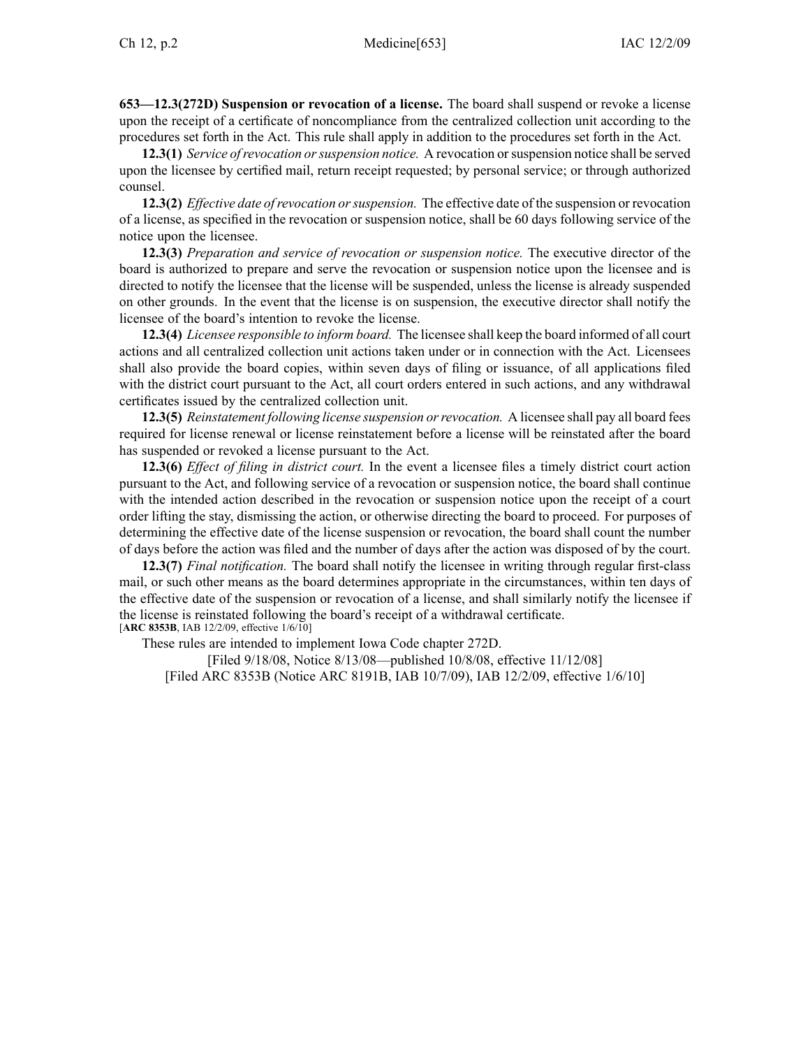**653—12.3(272D) Suspension or revocation of a license.** The board shall suspend or revoke a license upon the receipt of a certificate of noncompliance from the centralized collection unit according to the procedures set forth in the Act. This rule shall apply in addition to the procedures set forth in the Act.

**12.3(1)** *Service of revocation or suspension notice.* A revocation or suspension notice shall be served upon the licensee by certified mail, return receipt requested; by personal service; or through authorized counsel.

**12.3(2)** *Effective date of revocation or suspension.* The effective date of the suspension or revocation of a license, as specified in the revocation or suspension notice, shall be 60 days following service of the notice upon the licensee.

**12.3(3)** *Preparation and service of revocation or suspension notice.* The executive director of the board is authorized to prepare and serve the revocation or suspension notice upon the licensee and is directed to notify the licensee that the license will be suspended, unless the license is already suspended on other grounds. In the event that the license is on suspension, the executive director shall notify the licensee of the board's intention to revoke the license.

**12.3(4)** *Licensee responsible to inform board.* The licensee shall keep the board informed of all court actions and all centralized collection unit actions taken under or in connection with the Act. Licensees shall also provide the board copies, within seven days of filing or issuance, of all applications filed with the district court pursuant to the Act, all court orders entered in such actions, and any withdrawal certificates issued by the centralized collection unit.

**12.3(5)** *Reinstatement following license suspension or revocation.* A licensee shall pay all board fees required for license renewal or license reinstatement before a license will be reinstated after the board has suspended or revoked a license pursuant to the Act.

**12.3(6)** *Effect of filing in district court.* In the event a licensee files a timely district court action pursuant to the Act, and following service of a revocation or suspension notice, the board shall continue with the intended action described in the revocation or suspension notice upon the receipt of a court order lifting the stay, dismissing the action, or otherwise directing the board to proceed. For purposes of determining the effective date of the license suspension or revocation, the board shall count the number of days before the action was filed and the number of days after the action was disposed of by the court.

**12.3(7)** *Final notification.* The board shall notify the licensee in writing through regular first-class mail, or such other means as the board determines appropriate in the circumstances, within ten days of the effective date of the suspension or revocation of a license, and shall similarly notify the licensee if the license is reinstated following the board's receipt of a withdrawal certificate.
[**ARC 8353B**, IAB 12/2/09, effective 1/6/10]

These rules are intended to implement Iowa Code chapter 272D.

[Filed 9/18/08, Notice 8/13/08—published 10/8/08, effective 11/12/08]
[Filed ARC 8353B (Notice ARC 8191B, IAB 10/7/09), IAB 12/2/09, effective 1/6/10]